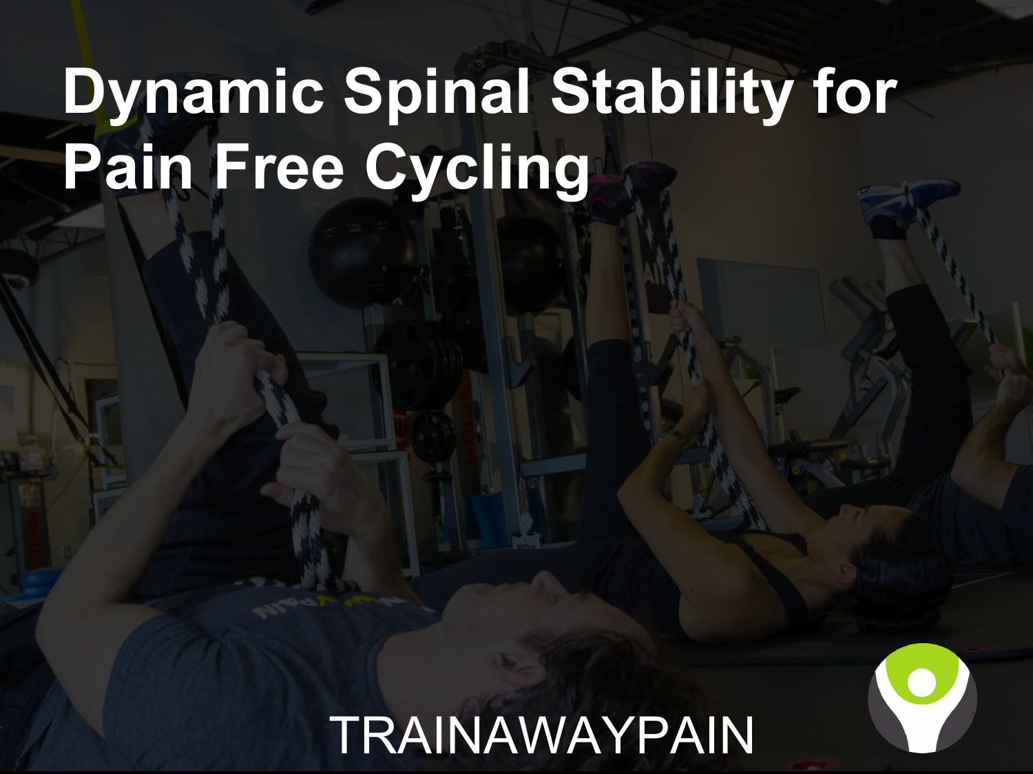# Dynamic Spinal Stability for Pain Free Cycling

TRAINAWAYPAIN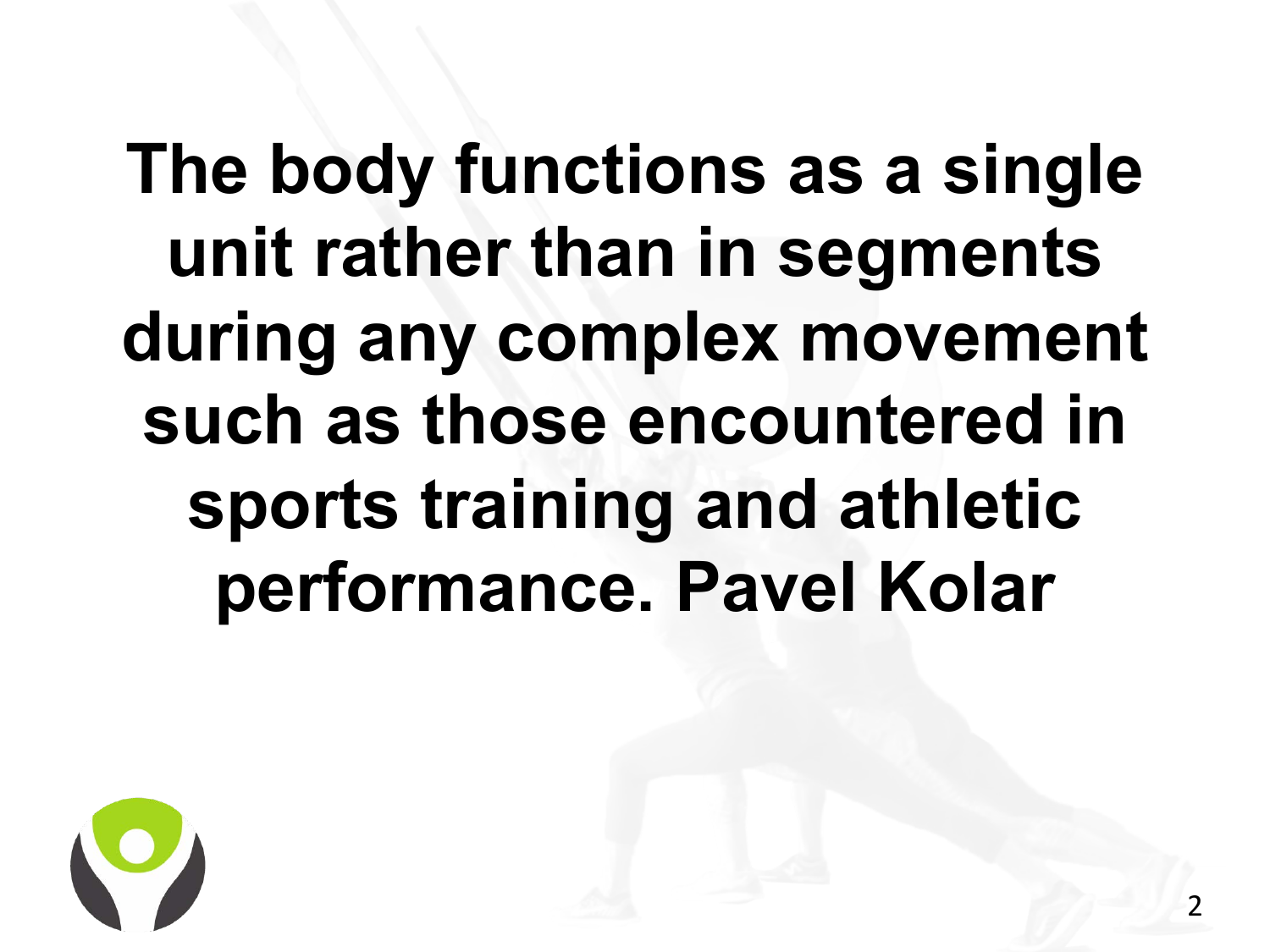**The body functions as a single unit rather than in segments during any complex movement such as those encountered in sports training and athletic performance. Pavel Kolar**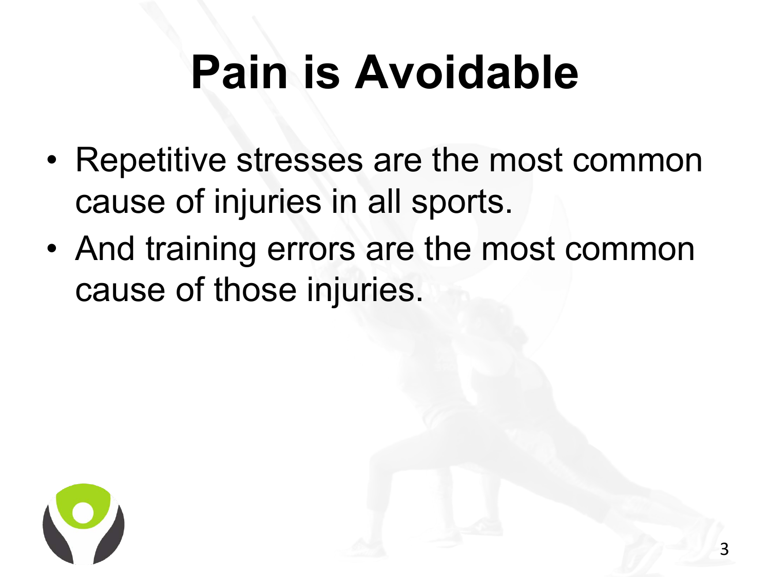# Pain is Avoidable

- Repetitive stresses are the most common cause of injuries in all sports.
- And training errors are the most common cause of those injuries.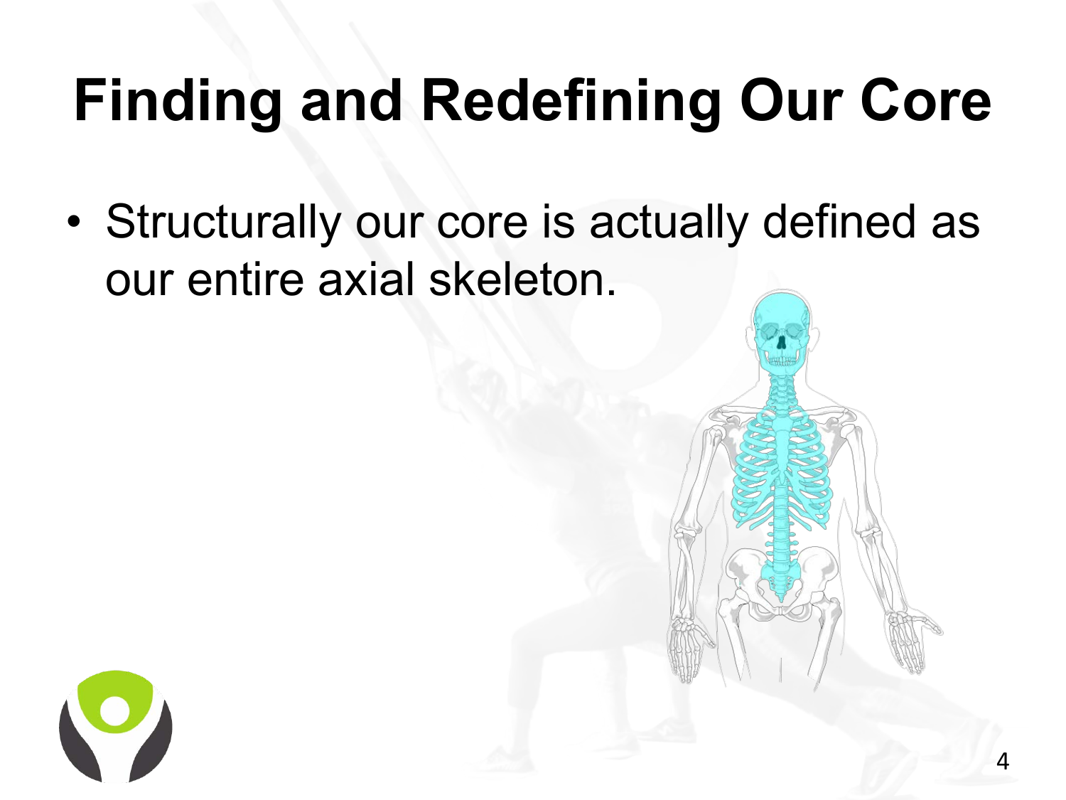# Finding and Redefining Our Core

- Structurally our core is actually defined as our entire axial skeleton.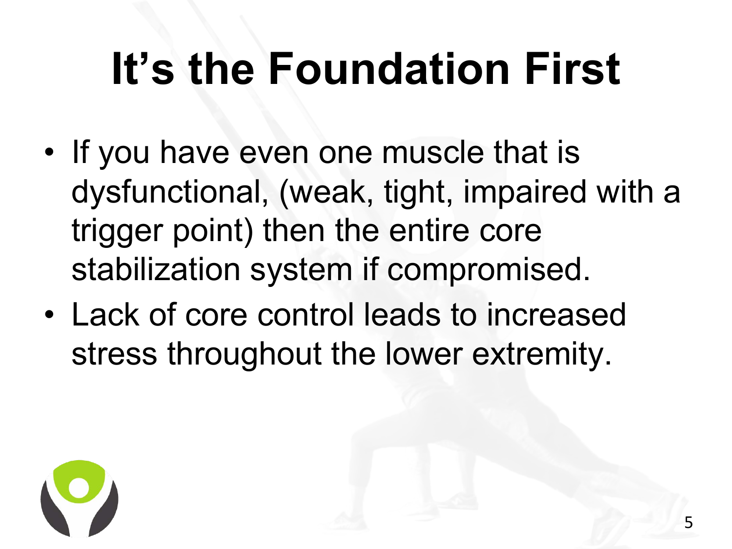# It's the Foundation First

- If you have even one muscle that is dysfunctional, (weak, tight, impaired with a trigger point) then the entire core stabilization system if compromised.
- Lack of core control leads to increased stress throughout the lower extremity.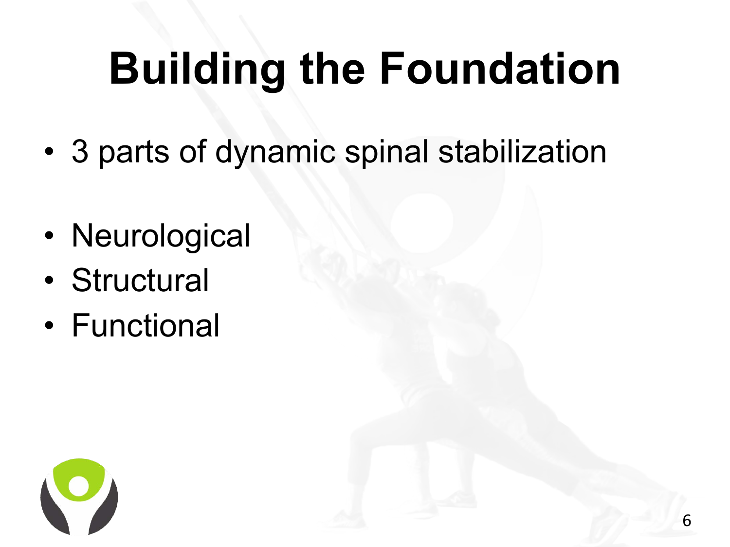# Building the Foundation

- 3 parts of dynamic spinal stabilization

- Neurological
- Structural
- Functional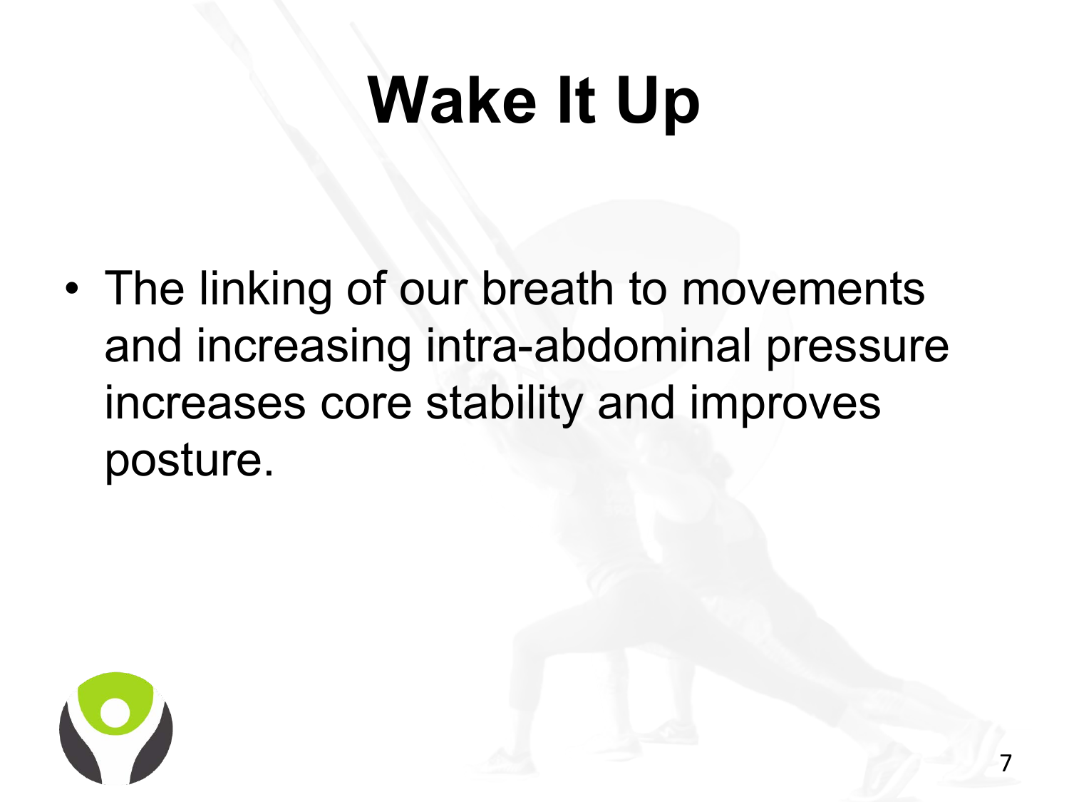# Wake It Up

- The linking of our breath to movements and increasing intra-abdominal pressure increases core stability and improves posture.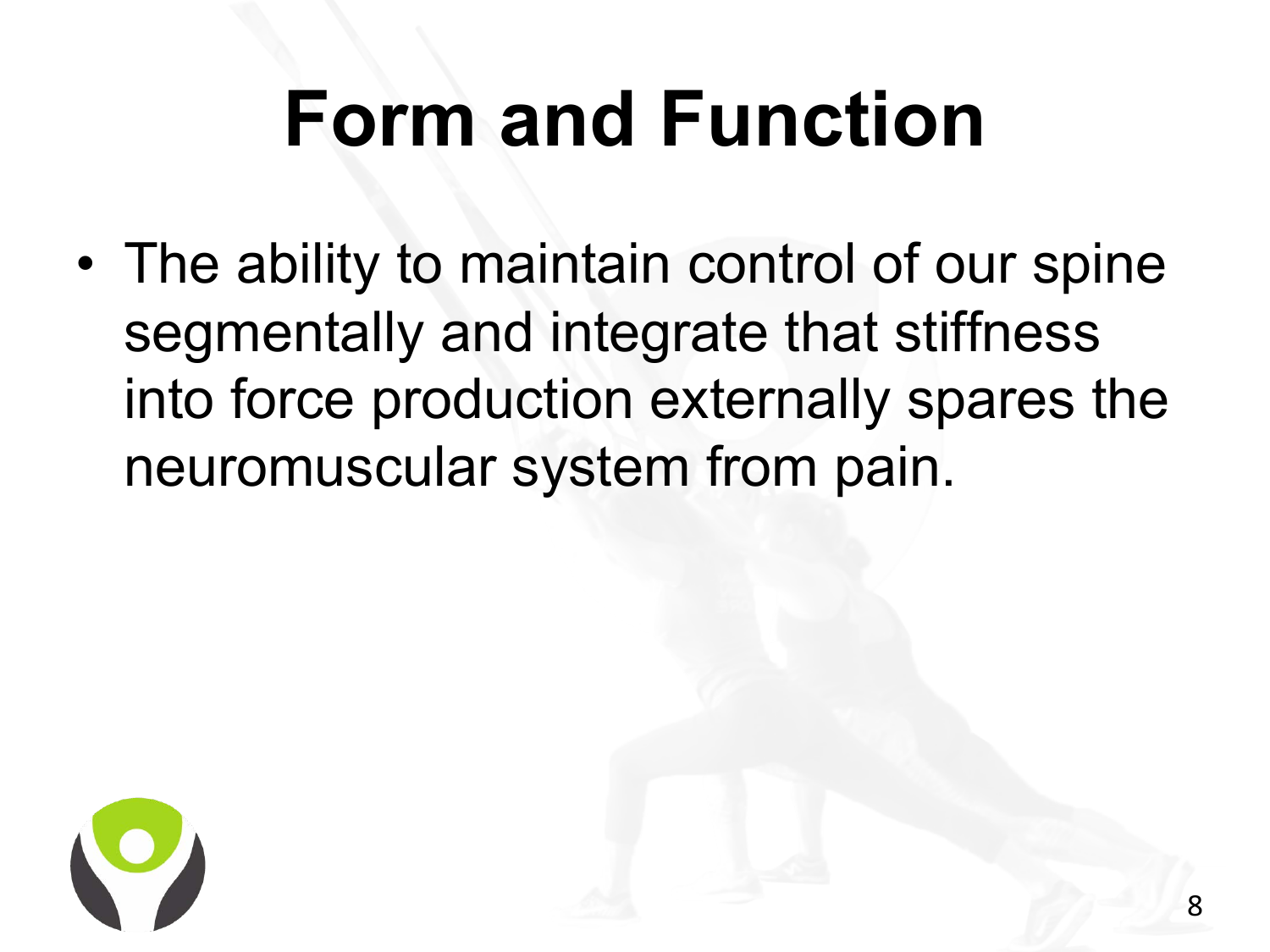# Form and Function

- The ability to maintain control of our spine segmentally and integrate that stiffness into force production externally spares the neuromuscular system from pain.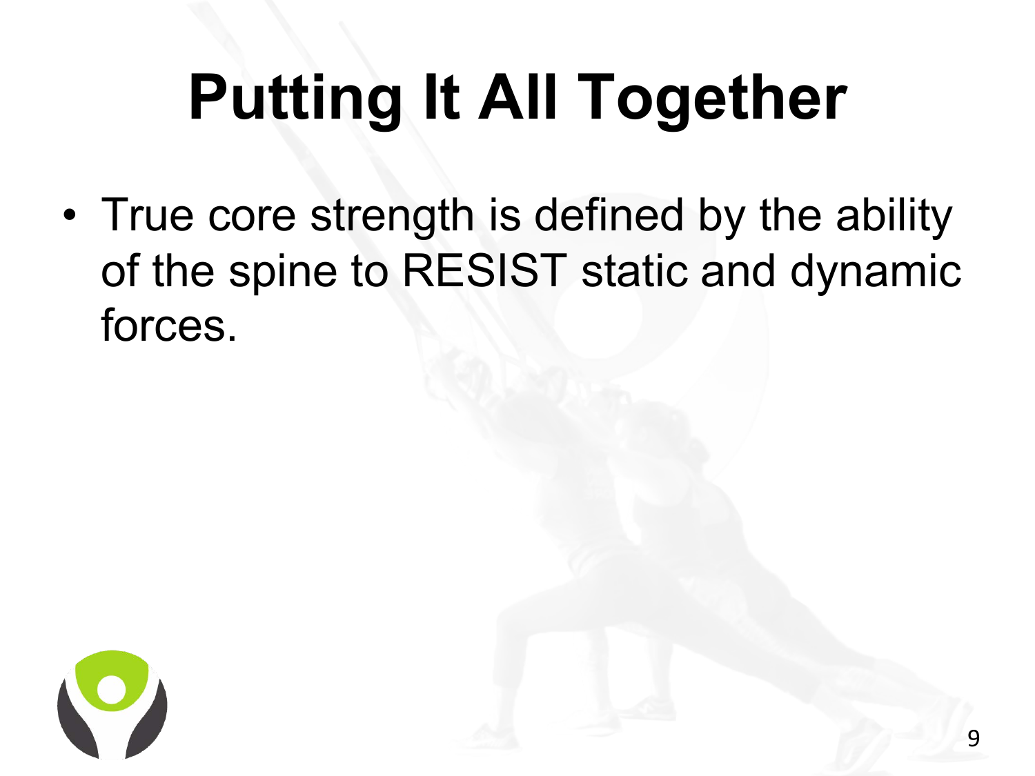# Putting It All Together

- True core strength is defined by the ability of the spine to RESIST static and dynamic forces.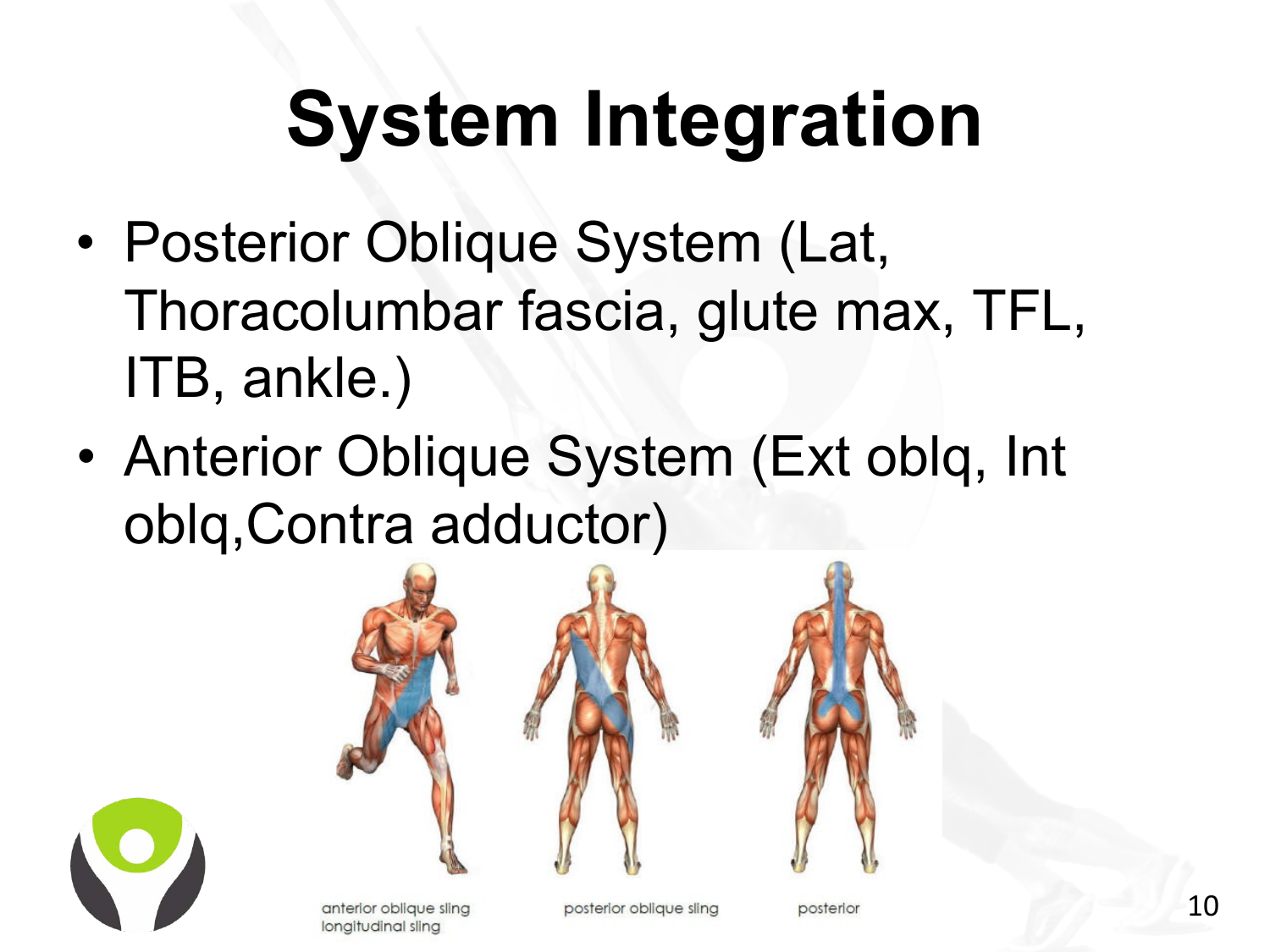# System Integration

- Posterior Oblique System (Lat, Thoracolumbar fascia, glute max, TFL, ITB, ankle.)
- Anterior Oblique System (Ext oblq, Int oblq,Contra adductor)

anterior oblique sling
longitudinal sling

posterior oblique sling

posterior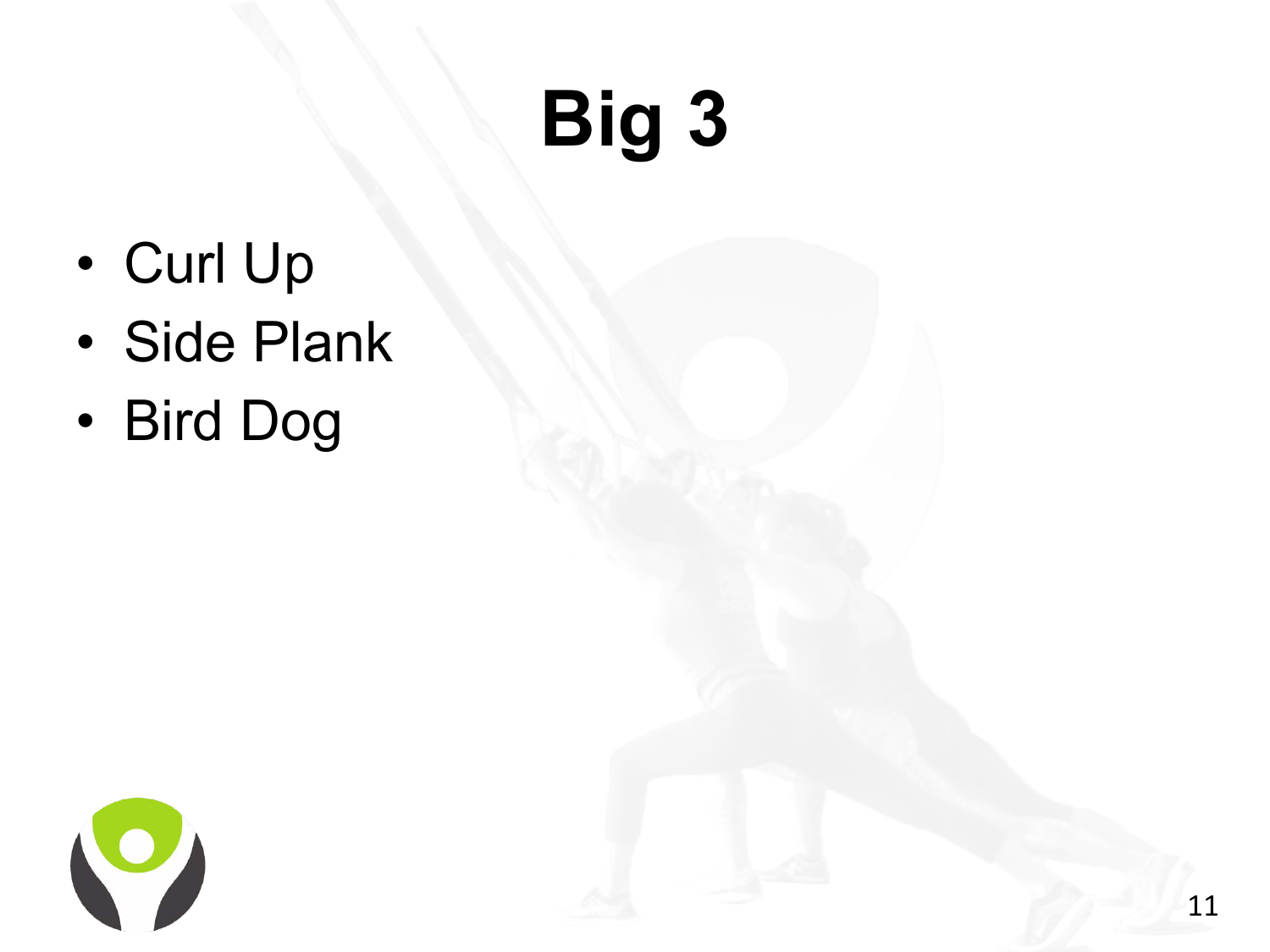# Big 3

- Curl Up
- Side Plank
- Bird Dog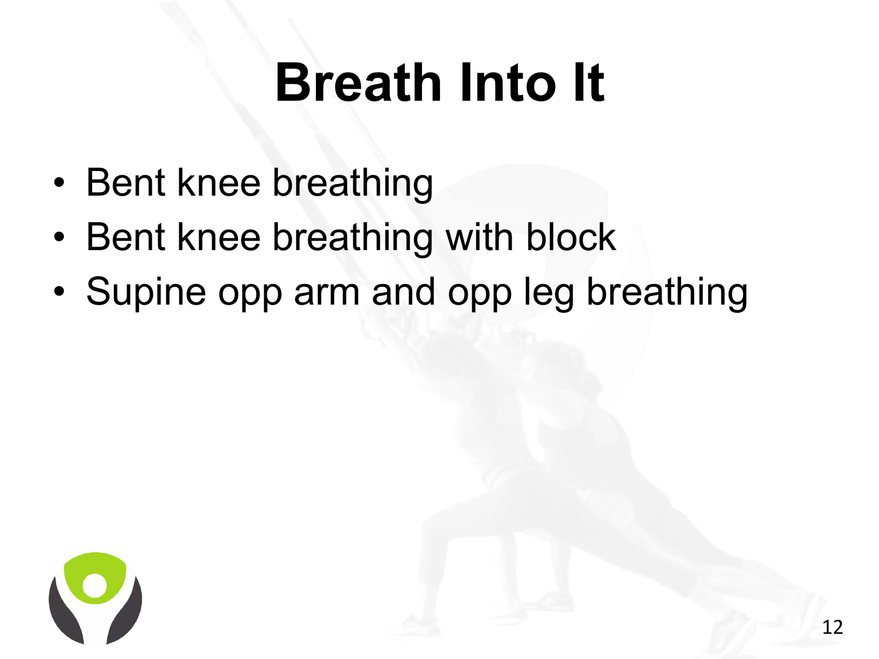# Breath Into It

- Bent knee breathing
- Bent knee breathing with block
- Supine opp arm and opp leg breathing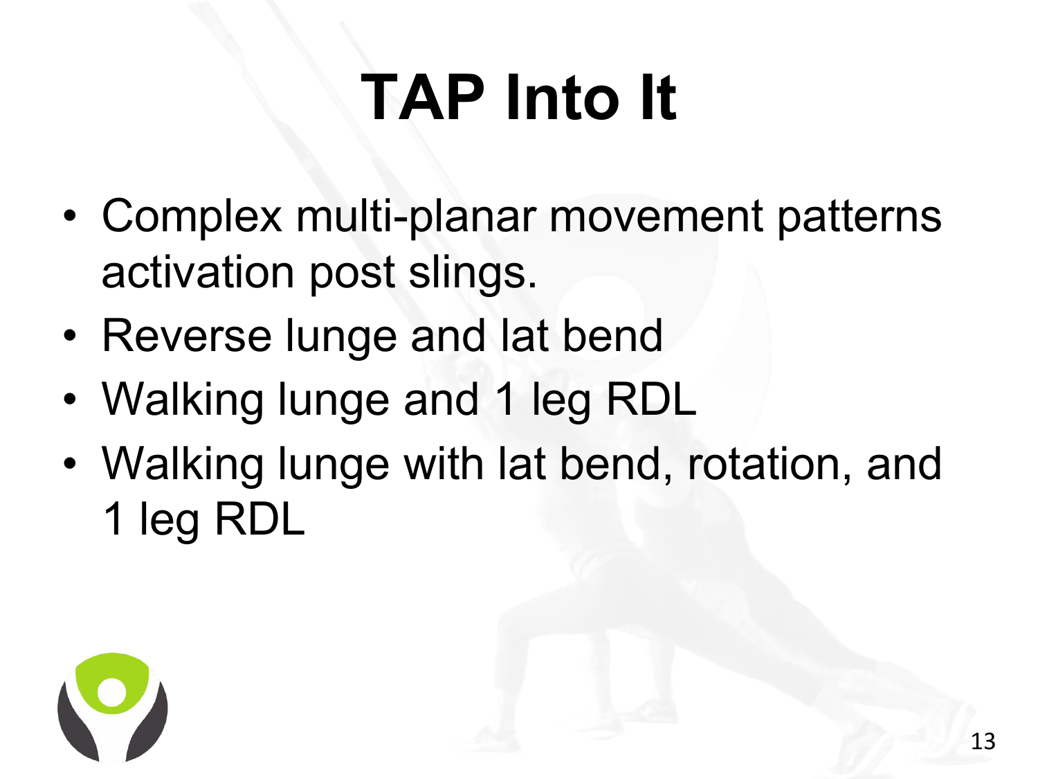# TAP Into It

- Complex multi-planar movement patterns activation post slings.
- Reverse lunge and lat bend
- Walking lunge and 1 leg RDL
- Walking lunge with lat bend, rotation, and 1 leg RDL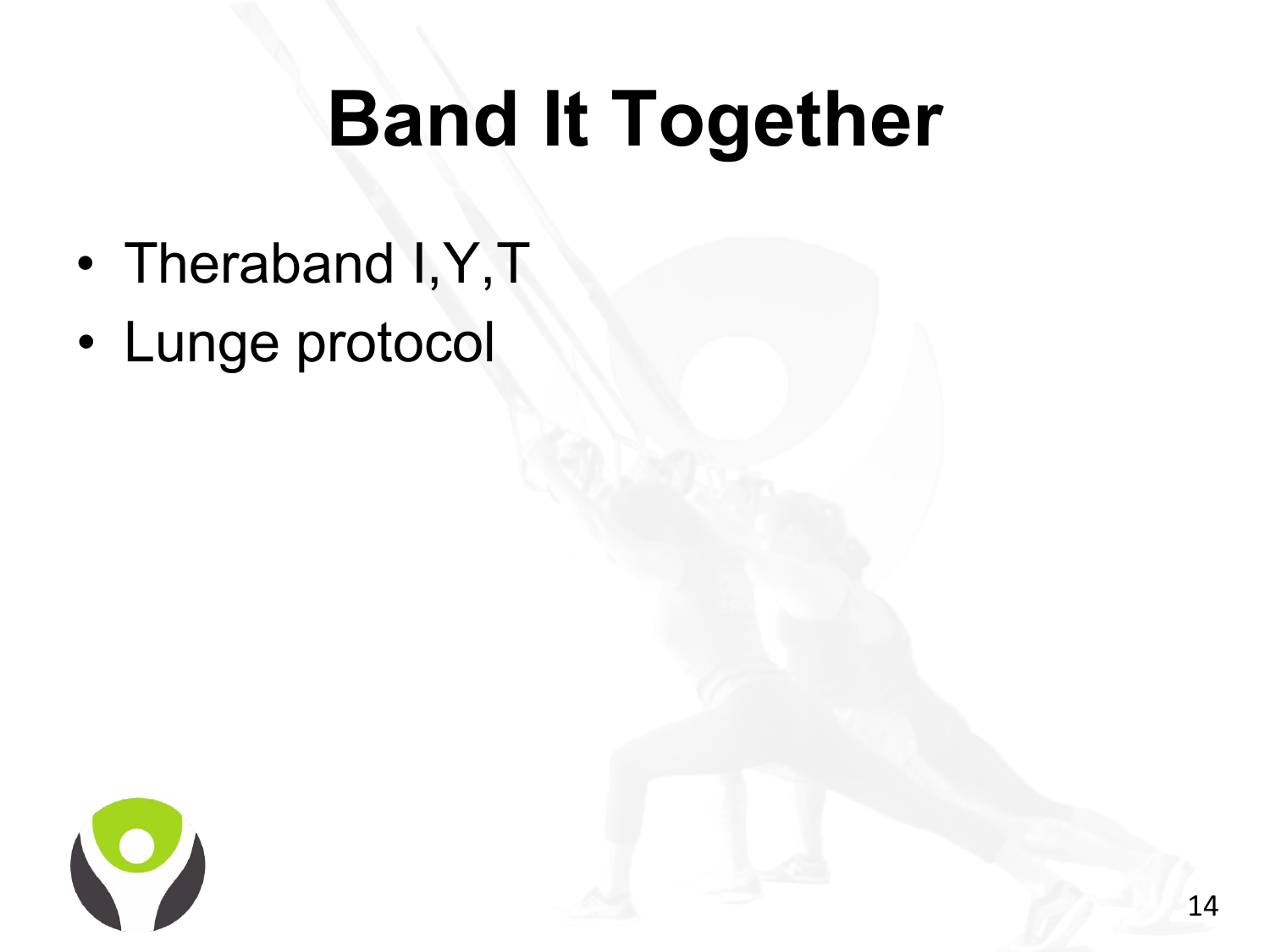# Band It Together

- Theraband I,Y,T
- Lunge protocol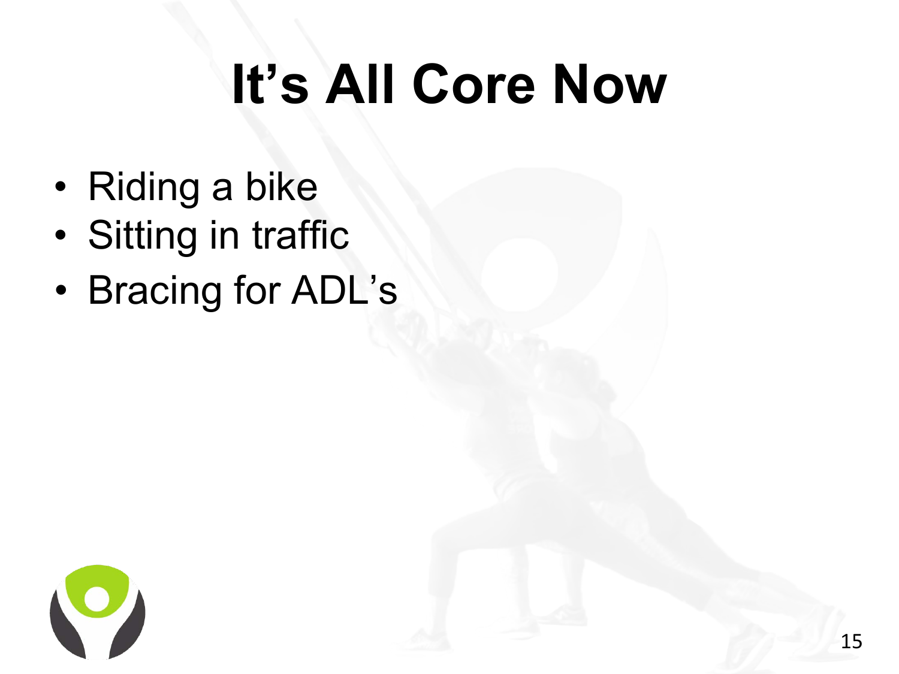# It’s All Core Now

- Riding a bike
- Sitting in traffic
- Bracing for ADL’s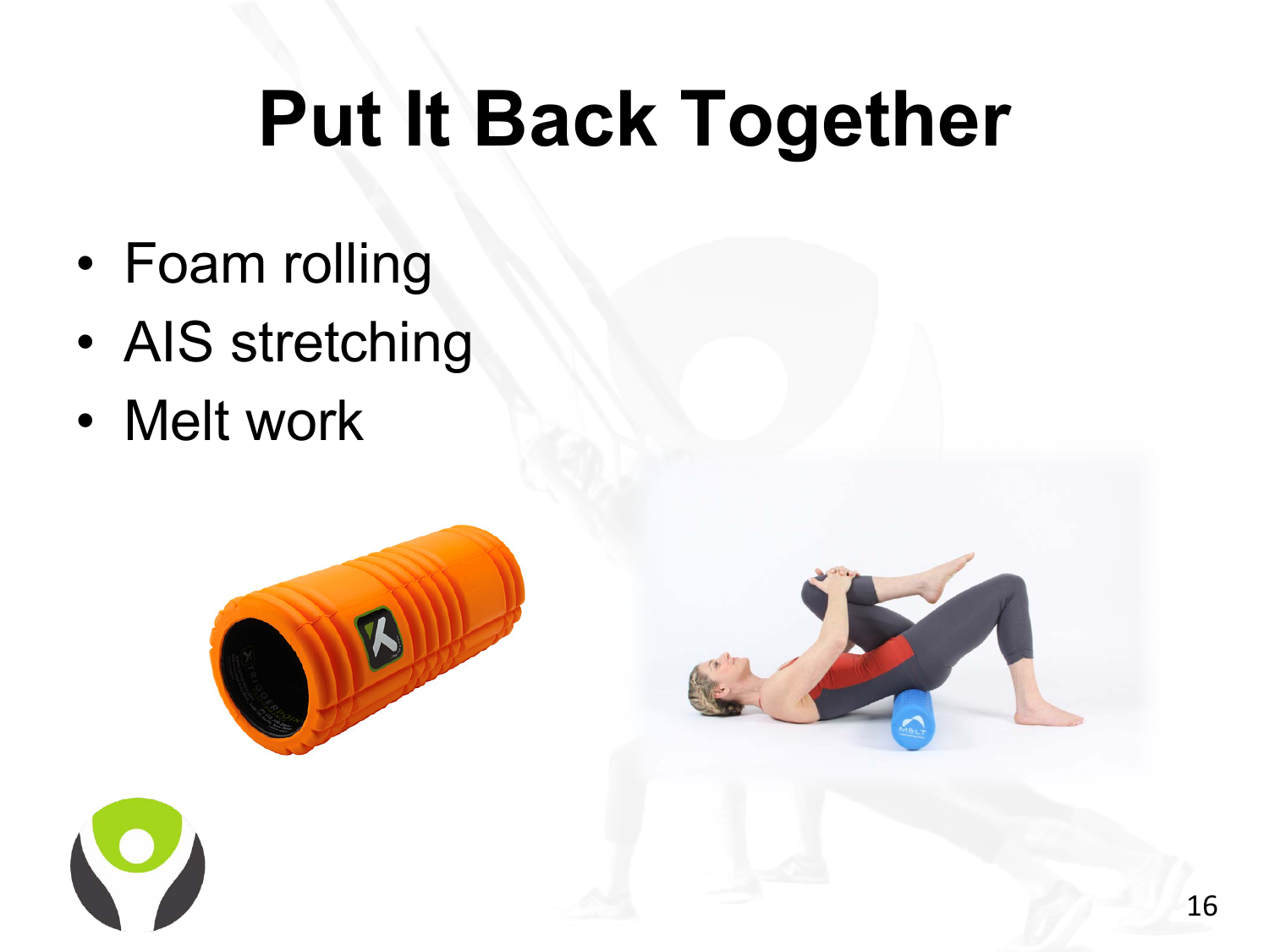# Put It Back Together

- Foam rolling
- AIS stretching
- Melt work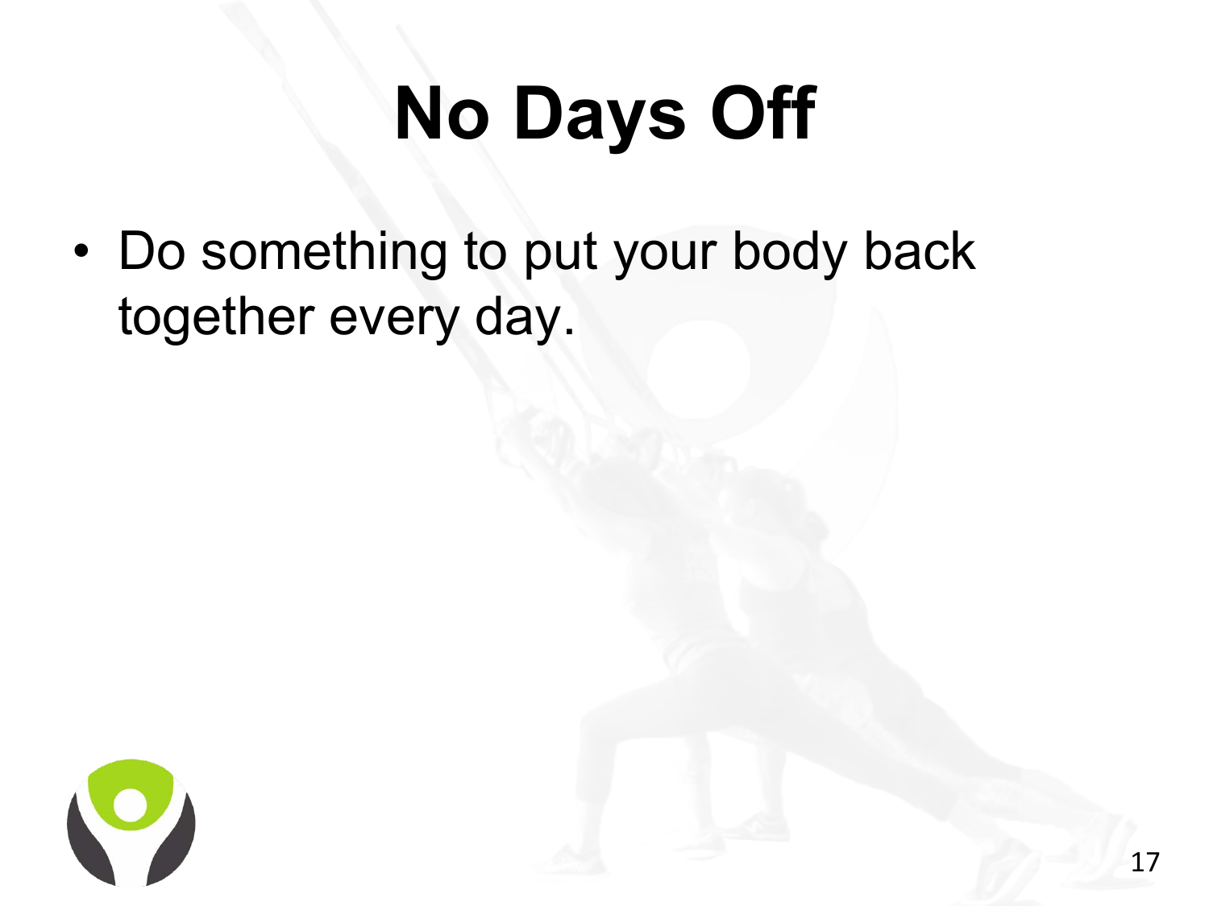# No Days Off

- Do something to put your body back together every day.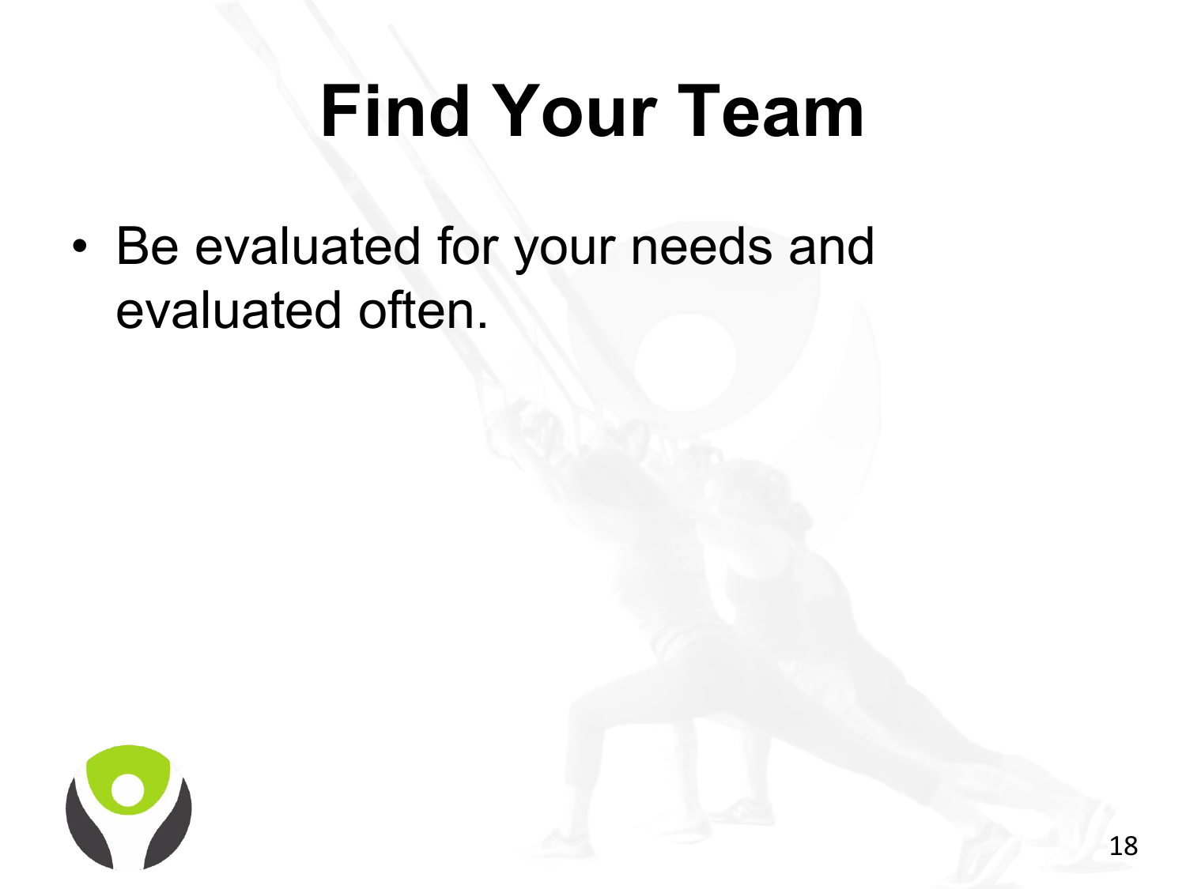# Find Your Team

- Be evaluated for your needs and evaluated often.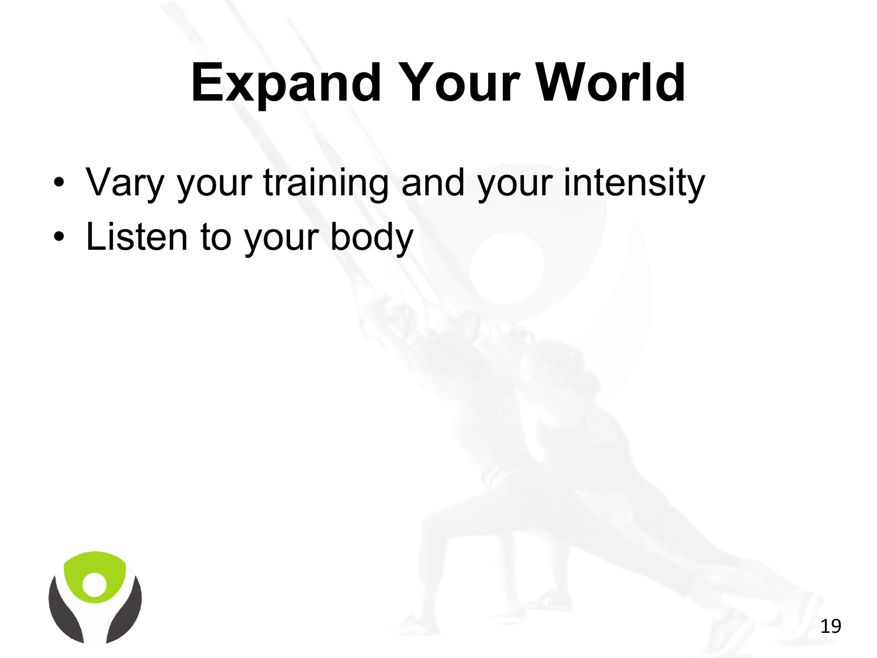# Expand Your World

- Vary your training and your intensity
- Listen to your body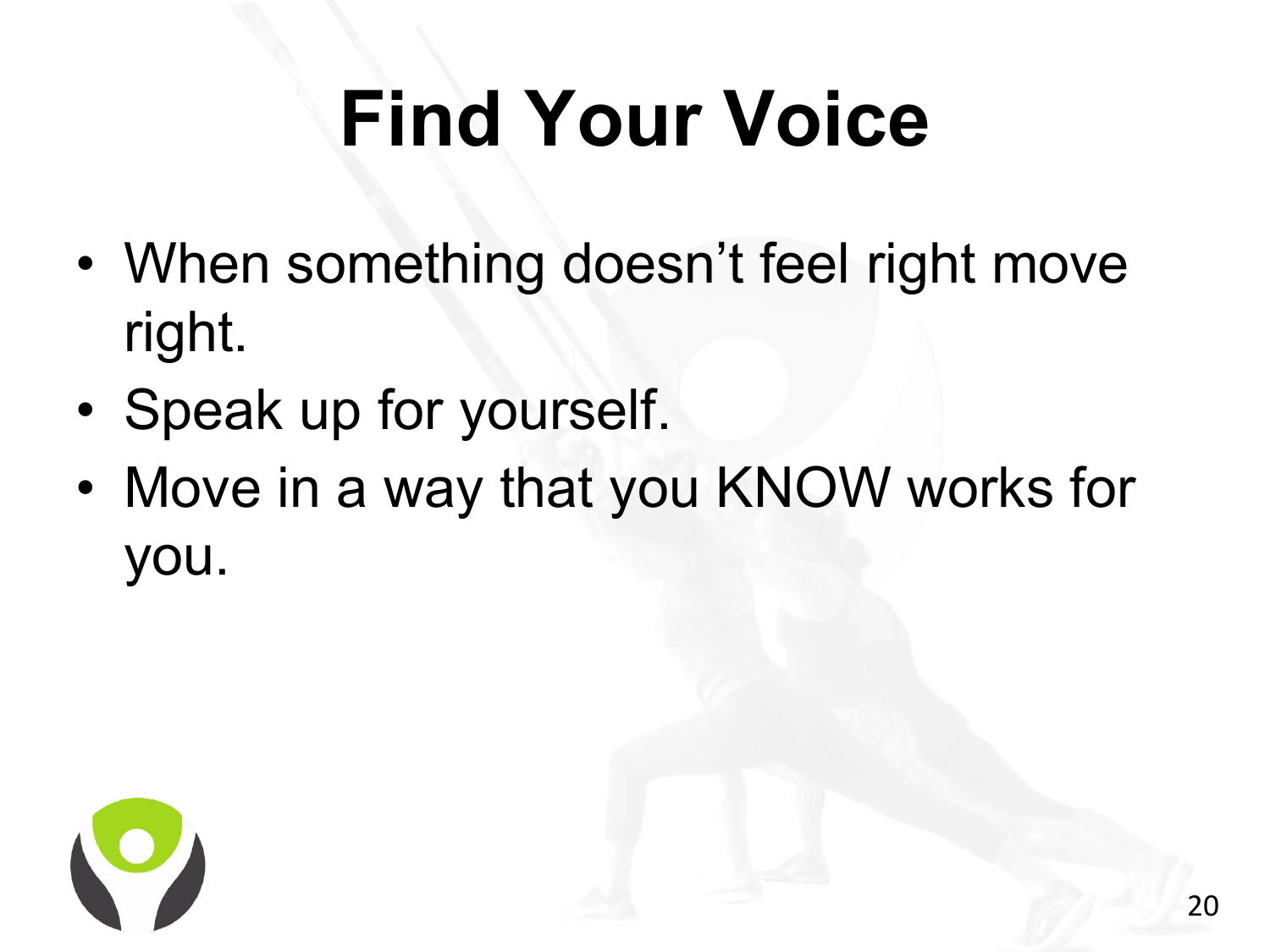# Find Your Voice

- When something doesn’t feel right move right.
- Speak up for yourself.
- Move in a way that you KNOW works for you.